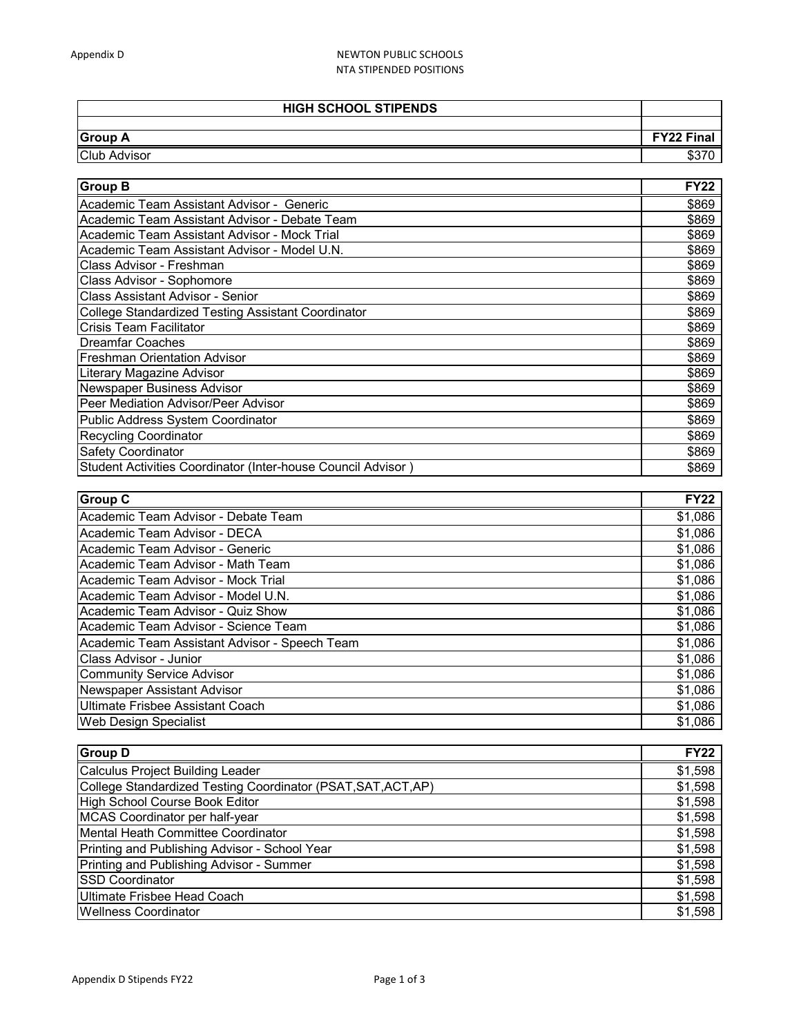Appendix D

NEWTON PUBLIC SCHOOLS
NTA STIPENDED POSITIONS

## HIGH SCHOOL STIPENDS

| Group A | FY22 Final |
|---|---|
| Club Advisor | $370 |

| Group B | FY22 |
|---|---|
| Academic Team Assistant Advisor - Generic | $869 |
| Academic Team Assistant Advisor - Debate Team | $869 |
| Academic Team Assistant Advisor - Mock Trial | $869 |
| Academic Team Assistant Advisor - Model U.N. | $869 |
| Class Advisor - Freshman | $869 |
| Class Advisor - Sophomore | $869 |
| Class Assistant Advisor - Senior | $869 |
| College Standardized Testing Assistant Coordinator | $869 |
| Crisis Team Facilitator | $869 |
| Dreamfar Coaches | $869 |
| Freshman Orientation Advisor | $869 |
| Literary Magazine Advisor | $869 |
| Newspaper Business Advisor | $869 |
| Peer Mediation Advisor/Peer Advisor | $869 |
| Public Address System Coordinator | $869 |
| Recycling Coordinator | $869 |
| Safety Coordinator | $869 |
| Student Activities Coordinator (Inter-house Council Advisor ) | $869 |

| Group C | FY22 |
|---|---|
| Academic Team Advisor - Debate Team | $1,086 |
| Academic Team Advisor - DECA | $1,086 |
| Academic Team Advisor - Generic | $1,086 |
| Academic Team Advisor - Math Team | $1,086 |
| Academic Team Advisor - Mock Trial | $1,086 |
| Academic Team Advisor - Model U.N. | $1,086 |
| Academic Team Advisor - Quiz Show | $1,086 |
| Academic Team Advisor - Science Team | $1,086 |
| Academic Team Assistant Advisor - Speech Team | $1,086 |
| Class Advisor - Junior | $1,086 |
| Community Service Advisor | $1,086 |
| Newspaper Assistant Advisor | $1,086 |
| Ultimate Frisbee Assistant Coach | $1,086 |
| Web Design Specialist | $1,086 |

| Group D | FY22 |
|---|---|
| Calculus Project Building Leader | $1,598 |
| College Standardized Testing Coordinator (PSAT,SAT,ACT,AP) | $1,598 |
| High School Course Book Editor | $1,598 |
| MCAS Coordinator per half-year | $1,598 |
| Mental Heath Committee Coordinator | $1,598 |
| Printing and Publishing Advisor - School Year | $1,598 |
| Printing and Publishing Advisor - Summer | $1,598 |
| SSD Coordinator | $1,598 |
| Ultimate Frisbee Head Coach | $1,598 |
| Wellness Coordinator | $1,598 |

Appendix D Stipends FY22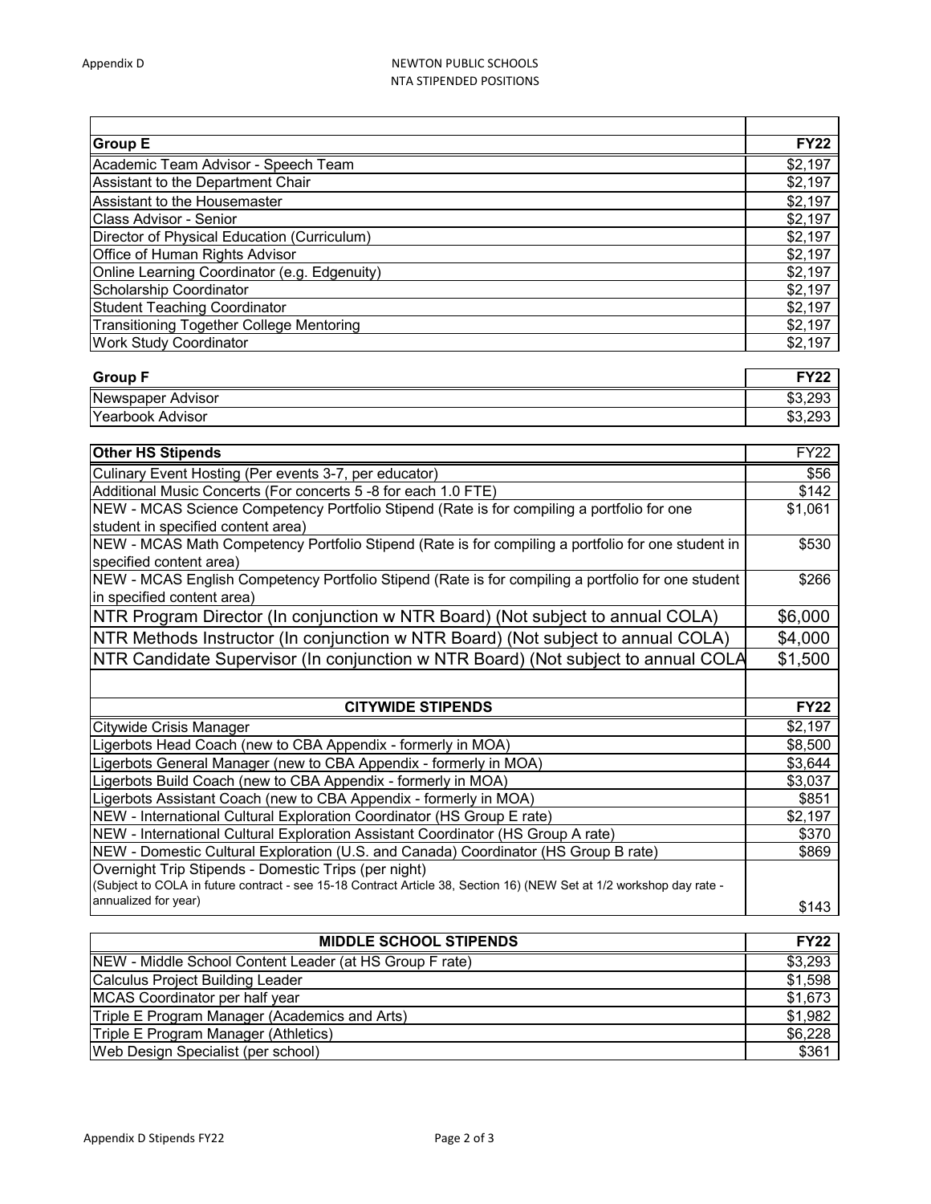Appendix D

NEWTON PUBLIC SCHOOLS
NTA STIPENDED POSITIONS

| **Group E** | **FY22** |
| --- | --- |
| Academic Team Advisor - Speech Team | $2,197 |
| Assistant to the Department Chair | $2,197 |
| Assistant to the Housemaster | $2,197 |
| Class Advisor - Senior | $2,197 |
| Director of Physical Education (Curriculum) | $2,197 |
| Office of Human Rights Advisor | $2,197 |
| Online Learning Coordinator (e.g. Edgenuity) | $2,197 |
| Scholarship Coordinator | $2,197 |
| Student Teaching Coordinator | $2,197 |
| Transitioning Together College Mentoring | $2,197 |
| Work Study Coordinator | $2,197 |

| **Group F** | **FY22** |
| --- | --- |
| Newspaper Advisor | $3,293 |
| Yearbook Advisor | $3,293 |

| **Other HS Stipends** | FY22 |
| --- | --- |
| Culinary Event Hosting (Per events 3-7, per educator) | $56 |
| Additional Music Concerts (For concerts 5 -8 for each 1.0 FTE) | $142 |
| NEW - MCAS Science Competency Portfolio Stipend (Rate is for compiling a portfolio for one student in specified content area) | $1,061 |
| NEW - MCAS Math Competency Portfolio Stipend (Rate is for compiling a portfolio for one student in specified content area) | $530 |
| NEW - MCAS English Competency Portfolio Stipend (Rate is for compiling a portfolio for one student in specified content area) | $266 |
| NTR Program Director (In conjunction w NTR Board) (Not subject to annual COLA) | $6,000 |
| NTR Methods Instructor (In conjunction w NTR Board) (Not subject to annual COLA) | $4,000 |
| NTR Candidate Supervisor (In conjunction w NTR Board) (Not subject to annual COLA | $1,500 |

| **CITYWIDE STIPENDS** | **FY22** |
| --- | --- |
| Citywide Crisis Manager | $2,197 |
| Ligerbots Head Coach (new to CBA Appendix - formerly in MOA) | $8,500 |
| Ligerbots General Manager (new to CBA Appendix - formerly in MOA) | $3,644 |
| Ligerbots Build Coach (new to CBA Appendix - formerly in MOA) | $3,037 |
| Ligerbots Assistant Coach (new to CBA Appendix - formerly in MOA) | $851 |
| NEW - International Cultural Exploration Coordinator (HS Group E rate) | $2,197 |
| NEW - International Cultural Exploration Assistant Coordinator (HS Group A rate) | $370 |
| NEW - Domestic Cultural Exploration (U.S. and Canada) Coordinator (HS Group B rate) | $869 |
| Overnight Trip Stipends - Domestic Trips (per night) (Subject to COLA in future contract - see 15-18 Contract Article 38, Section 16) (NEW Set at 1/2 workshop day rate - annualized for year) | $143 |

| **MIDDLE SCHOOL STIPENDS** | **FY22** |
| --- | --- |
| NEW - Middle School Content Leader (at HS Group F rate) | $3,293 |
| Calculus Project Building Leader | $1,598 |
| MCAS Coordinator per half year | $1,673 |
| Triple E Program Manager (Academics and Arts) | $1,982 |
| Triple E Program Manager (Athletics) | $6,228 |
| Web Design Specialist (per school) | $361 |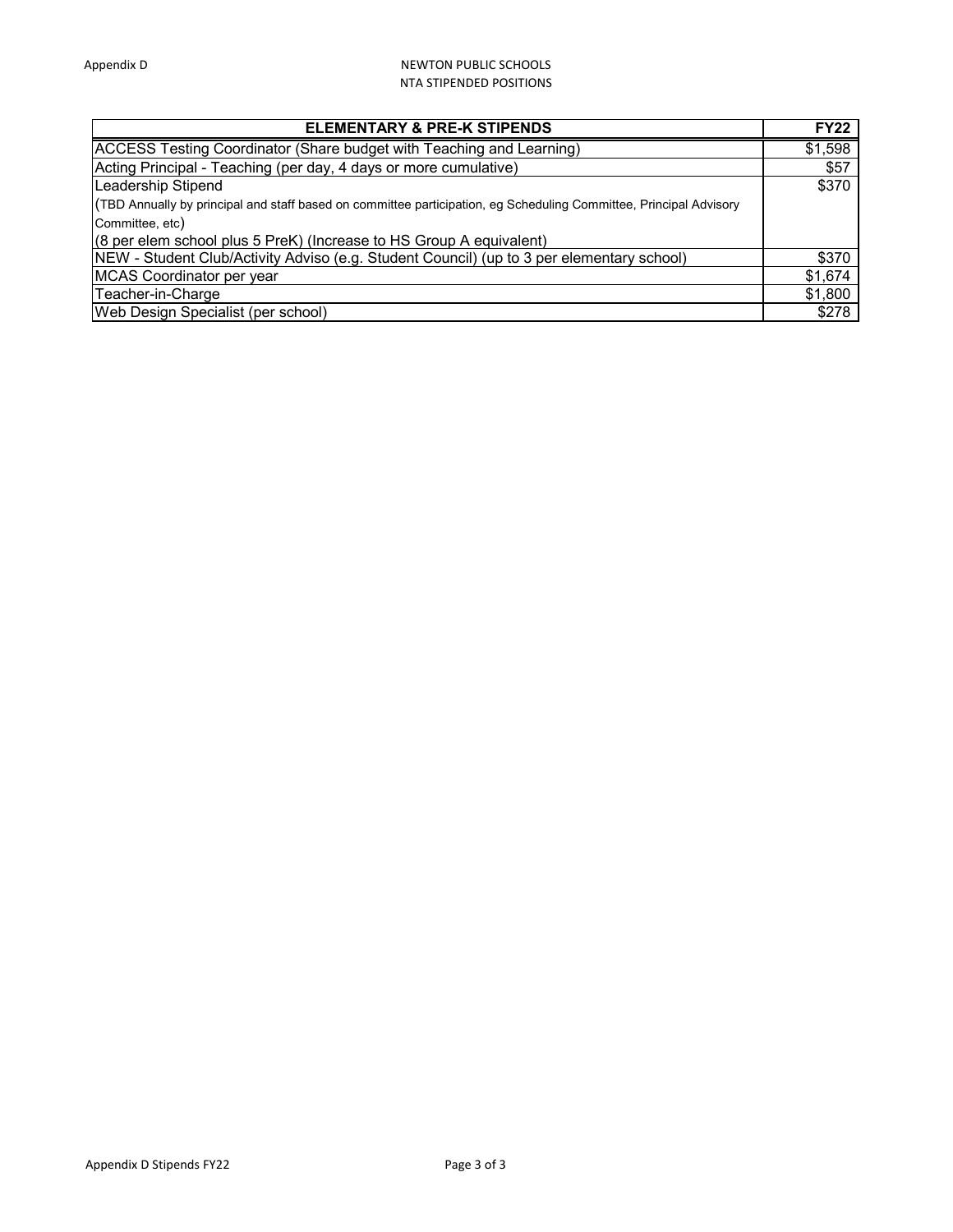Appendix D

NEWTON PUBLIC SCHOOLS
NTA STIPENDED POSITIONS

| ELEMENTARY & PRE-K STIPENDS | FY22 |
|---|---|
| ACCESS Testing Coordinator (Share budget with Teaching and Learning) | $1,598 |
| Acting Principal - Teaching (per day, 4 days or more cumulative) | $57 |
| Leadership Stipend<br>(TBD Annually by principal and staff based on committee participation, eg Scheduling Committee, Principal Advisory Committee, etc)<br>(8 per elem school plus 5 PreK) (Increase to HS Group A equivalent) | $370 |
| NEW - Student Club/Activity Adviso (e.g. Student Council) (up to 3 per elementary school) | $370 |
| MCAS Coordinator per year | $1,674 |
| Teacher-in-Charge | $1,800 |
| Web Design Specialist (per school) | $278 |